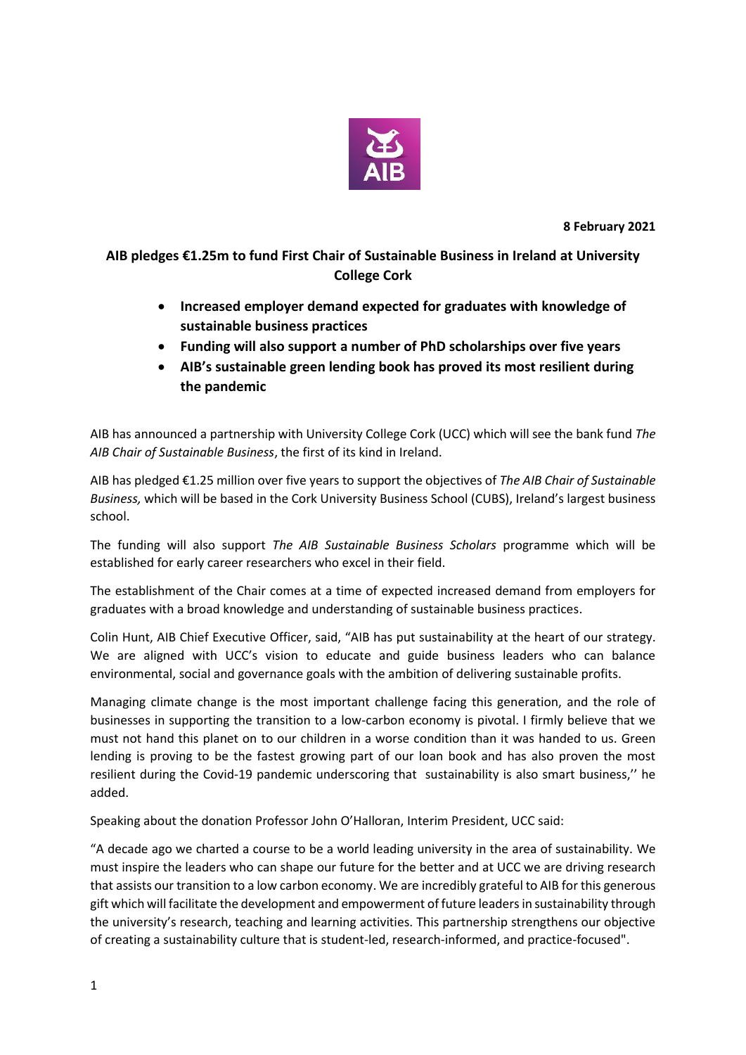**8 February 2021**

## AIB pledges €1.25m to fund First Chair of Sustainable Business in Ireland at University College Cork

- **Increased employer demand expected for graduates with knowledge of sustainable business practices**
- **Funding will also support a number of PhD scholarships over five years**
- **AIB's sustainable green lending book has proved its most resilient during the pandemic**

AIB has announced a partnership with University College Cork (UCC) which will see the bank fund *The AIB Chair of Sustainable Business*, the first of its kind in Ireland.

AIB has pledged €1.25 million over five years to support the objectives of *The AIB Chair of Sustainable Business,* which will be based in the Cork University Business School (CUBS), Ireland's largest business school.

The funding will also support *The AIB Sustainable Business Scholars* programme which will be established for early career researchers who excel in their field.

The establishment of the Chair comes at a time of expected increased demand from employers for graduates with a broad knowledge and understanding of sustainable business practices.

Colin Hunt, AIB Chief Executive Officer, said, "AIB has put sustainability at the heart of our strategy. We are aligned with UCC's vision to educate and guide business leaders who can balance environmental, social and governance goals with the ambition of delivering sustainable profits.

Managing climate change is the most important challenge facing this generation, and the role of businesses in supporting the transition to a low-carbon economy is pivotal. I firmly believe that we must not hand this planet on to our children in a worse condition than it was handed to us. Green lending is proving to be the fastest growing part of our loan book and has also proven the most resilient during the Covid-19 pandemic underscoring that sustainability is also smart business,'' he added.

Speaking about the donation Professor John O'Halloran, Interim President, UCC said:

"A decade ago we charted a course to be a world leading university in the area of sustainability. We must inspire the leaders who can shape our future for the better and at UCC we are driving research that assists our transition to a low carbon economy. We are incredibly grateful to AIB for this generous gift which will facilitate the development and empowerment of future leaders in sustainability through the university's research, teaching and learning activities. This partnership strengthens our objective of creating a sustainability culture that is student-led, research-informed, and practice-focused".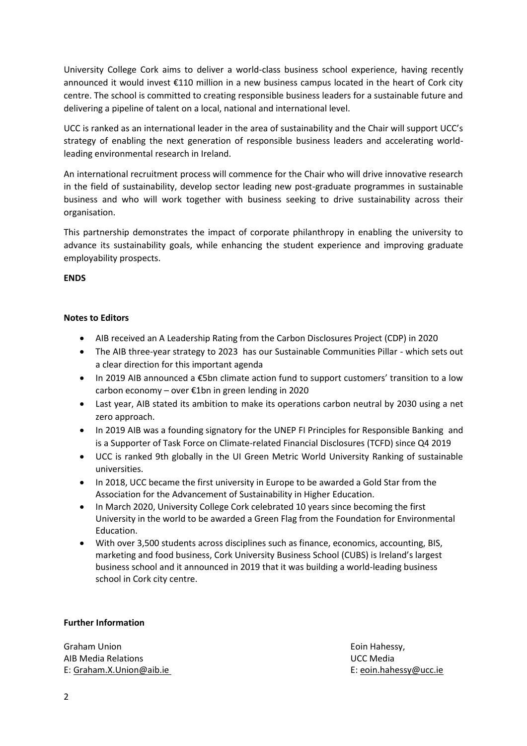University College Cork aims to deliver a world-class business school experience, having recently announced it would invest €110 million in a new business campus located in the heart of Cork city centre. The school is committed to creating responsible business leaders for a sustainable future and delivering a pipeline of talent on a local, national and international level.

UCC is ranked as an international leader in the area of sustainability and the Chair will support UCC's strategy of enabling the next generation of responsible business leaders and accelerating world-leading environmental research in Ireland.

An international recruitment process will commence for the Chair who will drive innovative research in the field of sustainability, develop sector leading new post-graduate programmes in sustainable business and who will work together with business seeking to drive sustainability across their organisation.

This partnership demonstrates the impact of corporate philanthropy in enabling the university to advance its sustainability goals, while enhancing the student experience and improving graduate employability prospects.

**ENDS**

**Notes to Editors**

- AIB received an A Leadership Rating from the Carbon Disclosures Project (CDP) in 2020
- The AIB three-year strategy to 2023 has our Sustainable Communities Pillar - which sets out a clear direction for this important agenda
- In 2019 AIB announced a €5bn climate action fund to support customers' transition to a low carbon economy – over €1bn in green lending in 2020
- Last year, AIB stated its ambition to make its operations carbon neutral by 2030 using a net zero approach.
- In 2019 AIB was a founding signatory for the UNEP FI Principles for Responsible Banking and is a Supporter of Task Force on Climate-related Financial Disclosures (TCFD) since Q4 2019
- UCC is ranked 9th globally in the UI Green Metric World University Ranking of sustainable universities.
- In 2018, UCC became the first university in Europe to be awarded a Gold Star from the Association for the Advancement of Sustainability in Higher Education.
- In March 2020, University College Cork celebrated 10 years since becoming the first University in the world to be awarded a Green Flag from the Foundation for Environmental Education.
- With over 3,500 students across disciplines such as finance, economics, accounting, BIS, marketing and food business, Cork University Business School (CUBS) is Ireland's largest business school and it announced in 2019 that it was building a world-leading business school in Cork city centre.

**Further Information**

Graham Union
AIB Media Relations
E: Graham.X.Union@aib.ie

Eoin Hahessy,
UCC Media
E: eoin.hahessy@ucc.ie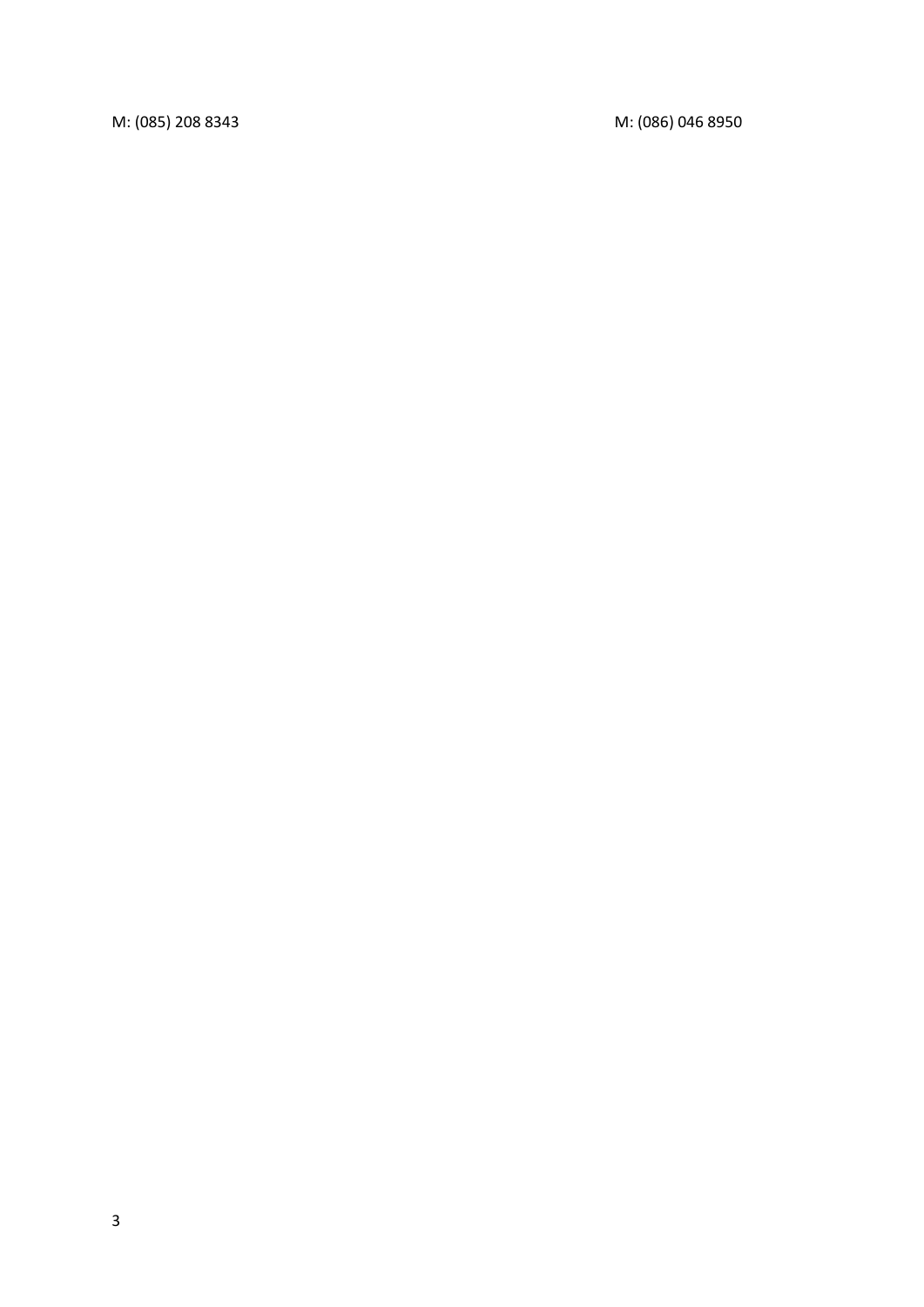M: (085) 208 8343

M: (086) 046 8950